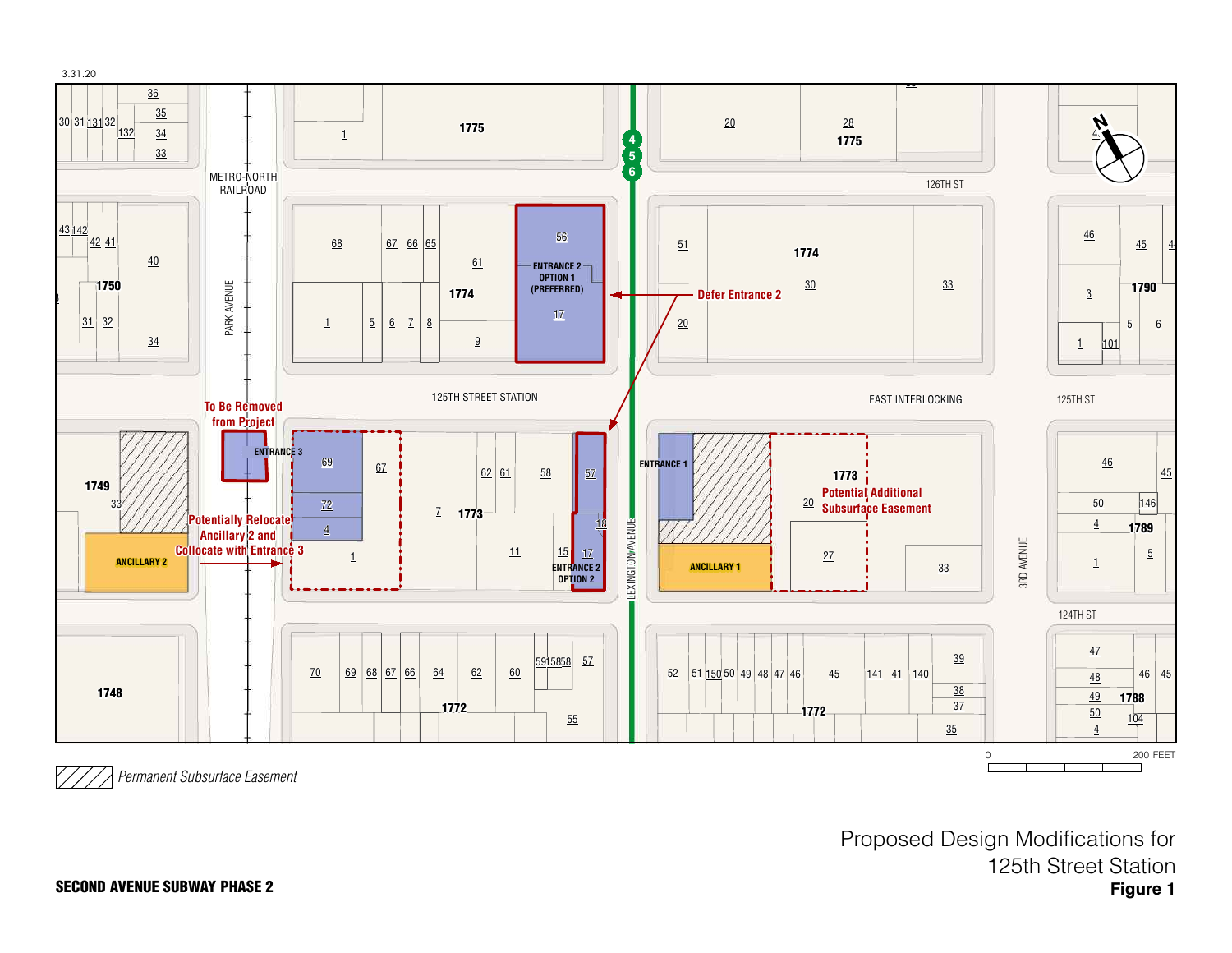3.31.20

METRO-NORTH RAILROAD

PARK AVENUE

LEXINGTON AVENUE

3RD AVENUE

126TH ST

125TH ST

124TH ST

125TH STREET STATION

EAST INTERLOCKING

ENTRANCE 2 OPTION 1 (PREFERRED)

Defer Entrance 2

To Be Removed from Project

ENTRANCE 3

Potentially Relocate Ancillary 2 and Collocate with Entrance 3

ANCILLARY 2

ENTRANCE 2 OPTION 2

ENTRANCE 1

ANCILLARY 1

Potential Additional Subsurface Easement

*Permanent Subsurface Easement*

0 200 FEET

Proposed Design Modifications for 125th Street Station

**Figure 1**

**SECOND AVENUE SUBWAY PHASE 2**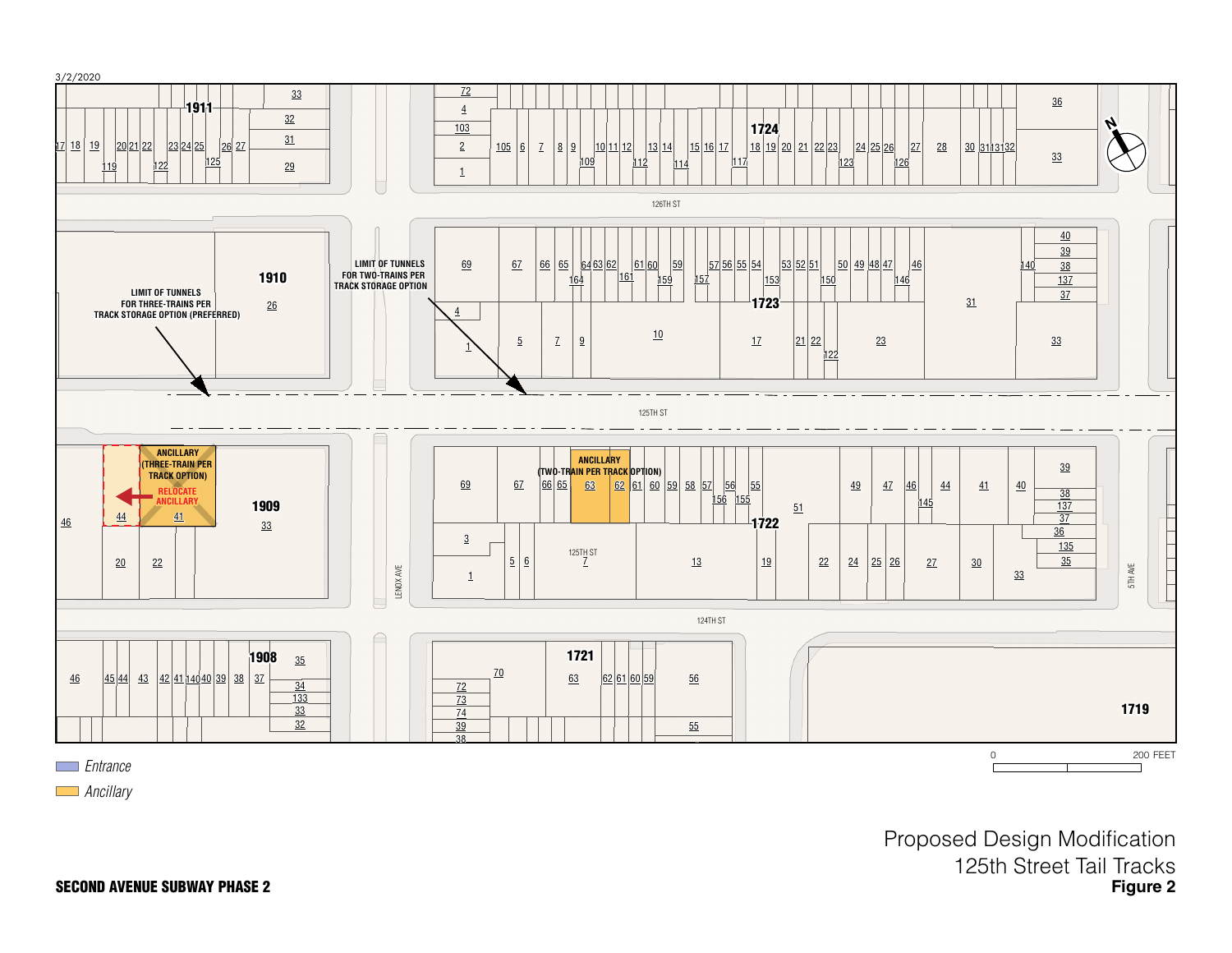3/2/2020

LIMIT OF TUNNELS FOR THREE-TRAINS PER TRACK STORAGE OPTION (PREFERRED)

LIMIT OF TUNNELS FOR TWO-TRAINS PER TRACK STORAGE OPTION

ANCILLARY (THREE-TRAIN PER TRACK OPTION)

RELOCATE ANCILLARY

ANCILLARY (TWO-TRAIN PER TRACK OPTION)

126TH ST

125TH ST

124TH ST

LENOX AVE

5TH AVE

Entrance

Ancillary

0 200 FEET

Proposed Design Modification
125th Street Tail Tracks
**Figure 2**

**SECOND AVENUE SUBWAY PHASE 2**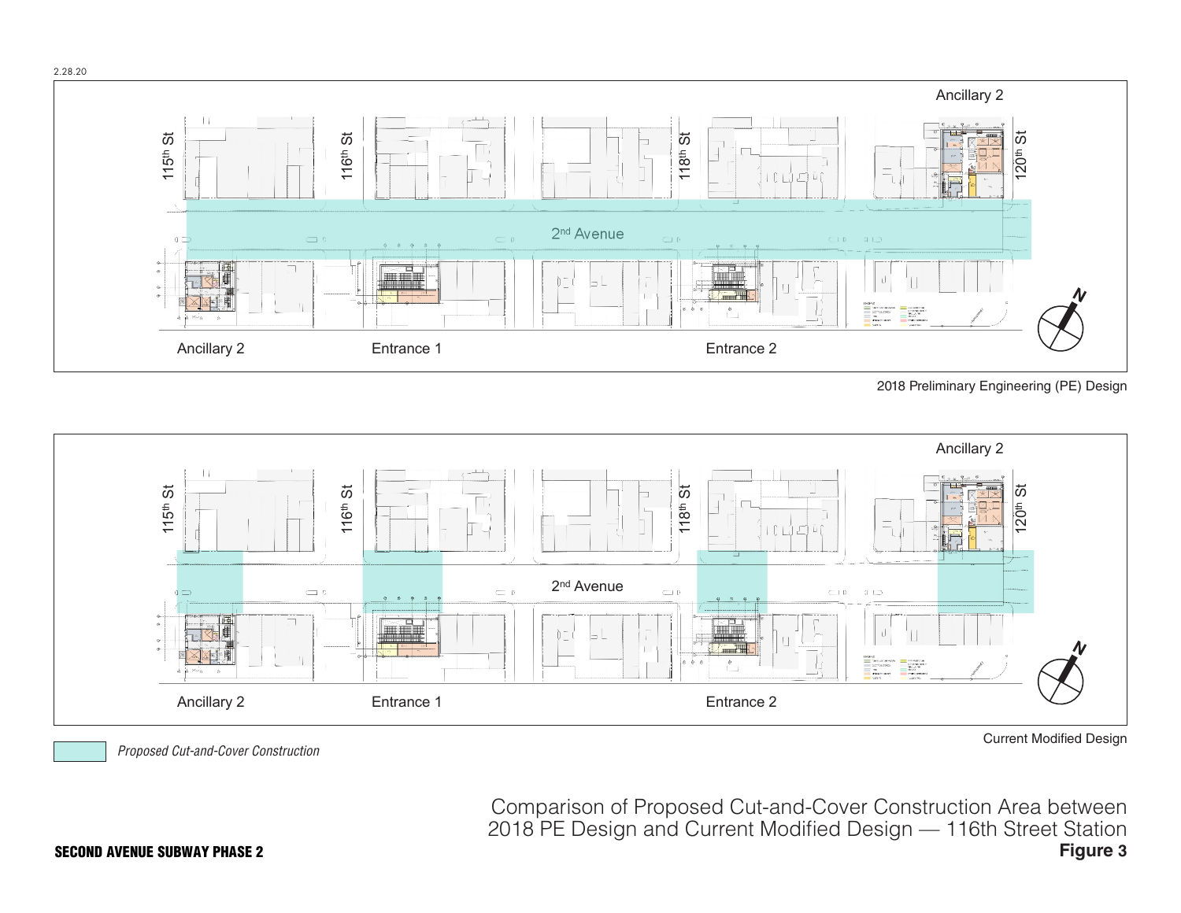2.28.20

Ancillary 2

115th St

116th St

118th St

120th St

2nd Avenue

Ancillary 2

Entrance 1

Entrance 2

N

2018 Preliminary Engineering (PE) Design

Ancillary 2

115th St

116th St

118th St

120th St

2nd Avenue

Ancillary 2

Entrance 1

Entrance 2

N

Current Modified Design

*Proposed Cut-and-Cover Construction*

Comparison of Proposed Cut-and-Cover Construction Area between 2018 PE Design and Current Modified Design — 116th Street Station

**SECOND AVENUE SUBWAY PHASE 2**

**Figure 3**